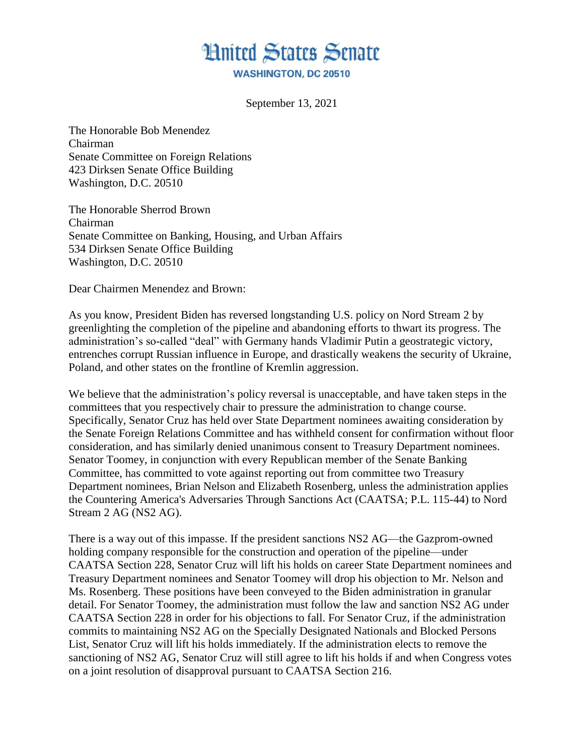# United States Senate

**WASHINGTON, DC 20510**

September 13, 2021

The Honorable Bob Menendez
Chairman
Senate Committee on Foreign Relations
423 Dirksen Senate Office Building
Washington, D.C. 20510

The Honorable Sherrod Brown
Chairman
Senate Committee on Banking, Housing, and Urban Affairs
534 Dirksen Senate Office Building
Washington, D.C. 20510

Dear Chairmen Menendez and Brown:

As you know, President Biden has reversed longstanding U.S. policy on Nord Stream 2 by greenlighting the completion of the pipeline and abandoning efforts to thwart its progress. The administration's so-called "deal" with Germany hands Vladimir Putin a geostrategic victory, entrenches corrupt Russian influence in Europe, and drastically weakens the security of Ukraine, Poland, and other states on the frontline of Kremlin aggression.

We believe that the administration's policy reversal is unacceptable, and have taken steps in the committees that you respectively chair to pressure the administration to change course. Specifically, Senator Cruz has held over State Department nominees awaiting consideration by the Senate Foreign Relations Committee and has withheld consent for confirmation without floor consideration, and has similarly denied unanimous consent to Treasury Department nominees. Senator Toomey, in conjunction with every Republican member of the Senate Banking Committee, has committed to vote against reporting out from committee two Treasury Department nominees, Brian Nelson and Elizabeth Rosenberg, unless the administration applies the Countering America's Adversaries Through Sanctions Act (CAATSA; P.L. 115-44) to Nord Stream 2 AG (NS2 AG).

There is a way out of this impasse. If the president sanctions NS2 AG—the Gazprom-owned holding company responsible for the construction and operation of the pipeline—under CAATSA Section 228, Senator Cruz will lift his holds on career State Department nominees and Treasury Department nominees and Senator Toomey will drop his objection to Mr. Nelson and Ms. Rosenberg. These positions have been conveyed to the Biden administration in granular detail. For Senator Toomey, the administration must follow the law and sanction NS2 AG under CAATSA Section 228 in order for his objections to fall. For Senator Cruz, if the administration commits to maintaining NS2 AG on the Specially Designated Nationals and Blocked Persons List, Senator Cruz will lift his holds immediately. If the administration elects to remove the sanctioning of NS2 AG, Senator Cruz will still agree to lift his holds if and when Congress votes on a joint resolution of disapproval pursuant to CAATSA Section 216.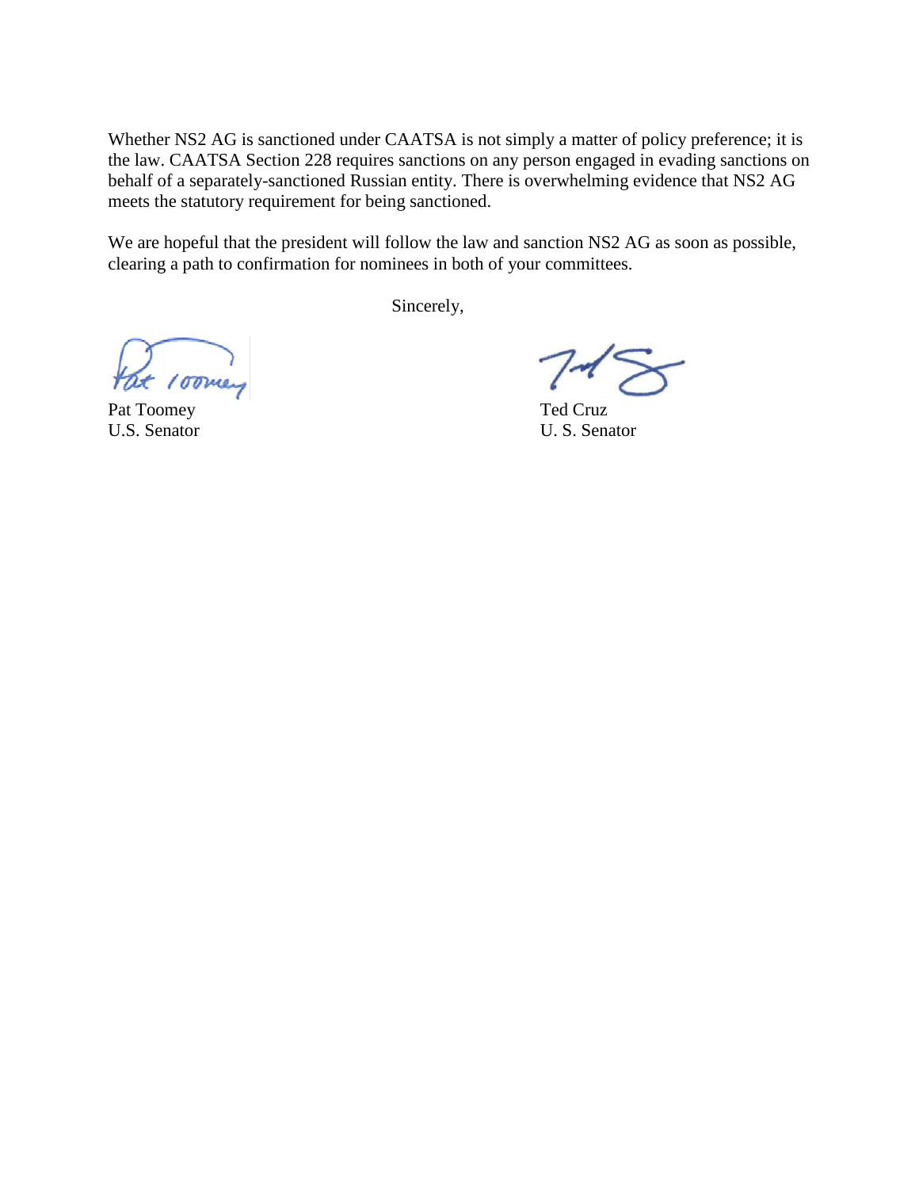Whether NS2 AG is sanctioned under CAATSA is not simply a matter of policy preference; it is the law. CAATSA Section 228 requires sanctions on any person engaged in evading sanctions on behalf of a separately-sanctioned Russian entity. There is overwhelming evidence that NS2 AG meets the statutory requirement for being sanctioned.

We are hopeful that the president will follow the law and sanction NS2 AG as soon as possible, clearing a path to confirmation for nominees in both of your committees.

Sincerely,

Pat Toomey
U.S. Senator

Ted Cruz
U. S. Senator